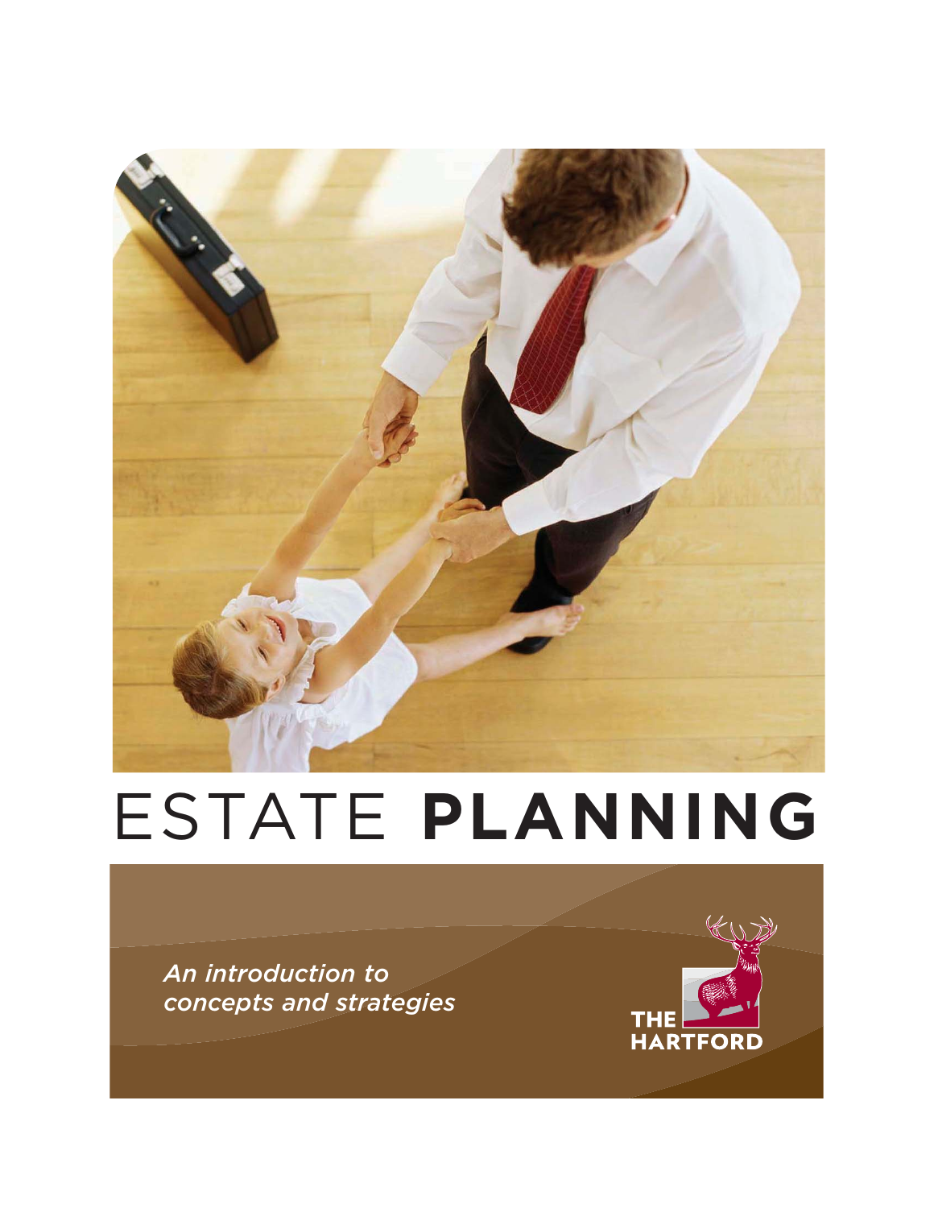# ESTATE **PLANNING**

*An introduction to concepts and strategies*

THE HARTFORD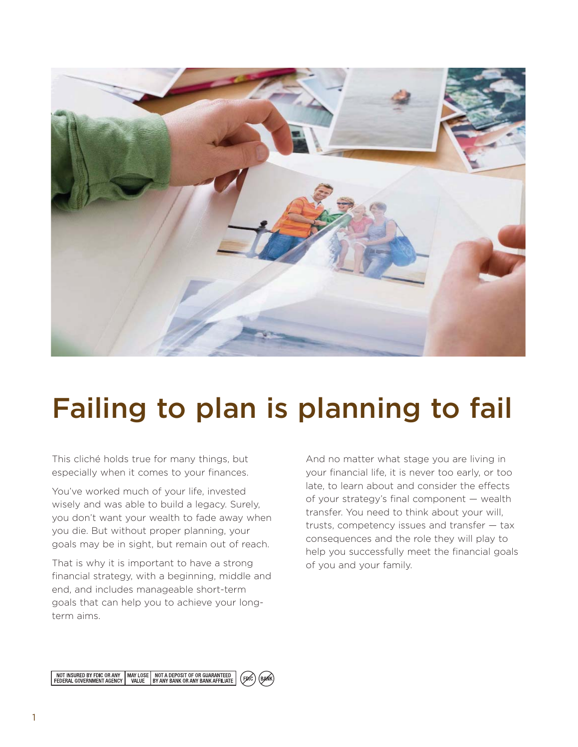# Failing to plan is planning to fail

This cliché holds true for many things, but especially when it comes to your finances.

You've worked much of your life, invested wisely and was able to build a legacy. Surely, you don't want your wealth to fade away when you die. But without proper planning, your goals may be in sight, but remain out of reach.

That is why it is important to have a strong financial strategy, with a beginning, middle and end, and includes manageable short-term goals that can help you to achieve your long-term aims.

And no matter what stage you are living in your financial life, it is never too early, or too late, to learn about and consider the effects of your strategy's final component — wealth transfer. You need to think about your will, trusts, competency issues and transfer — tax consequences and the role they will play to help you successfully meet the financial goals of you and your family.

| | | |
|---|---|---|
| NOT INSURED BY FDIC OR ANY FEDERAL GOVERNMENT AGENCY | MAY LOSE VALUE | NOT A DEPOSIT OF OR GUARANTEED BY ANY BANK OR ANY BANK AFFILIATE |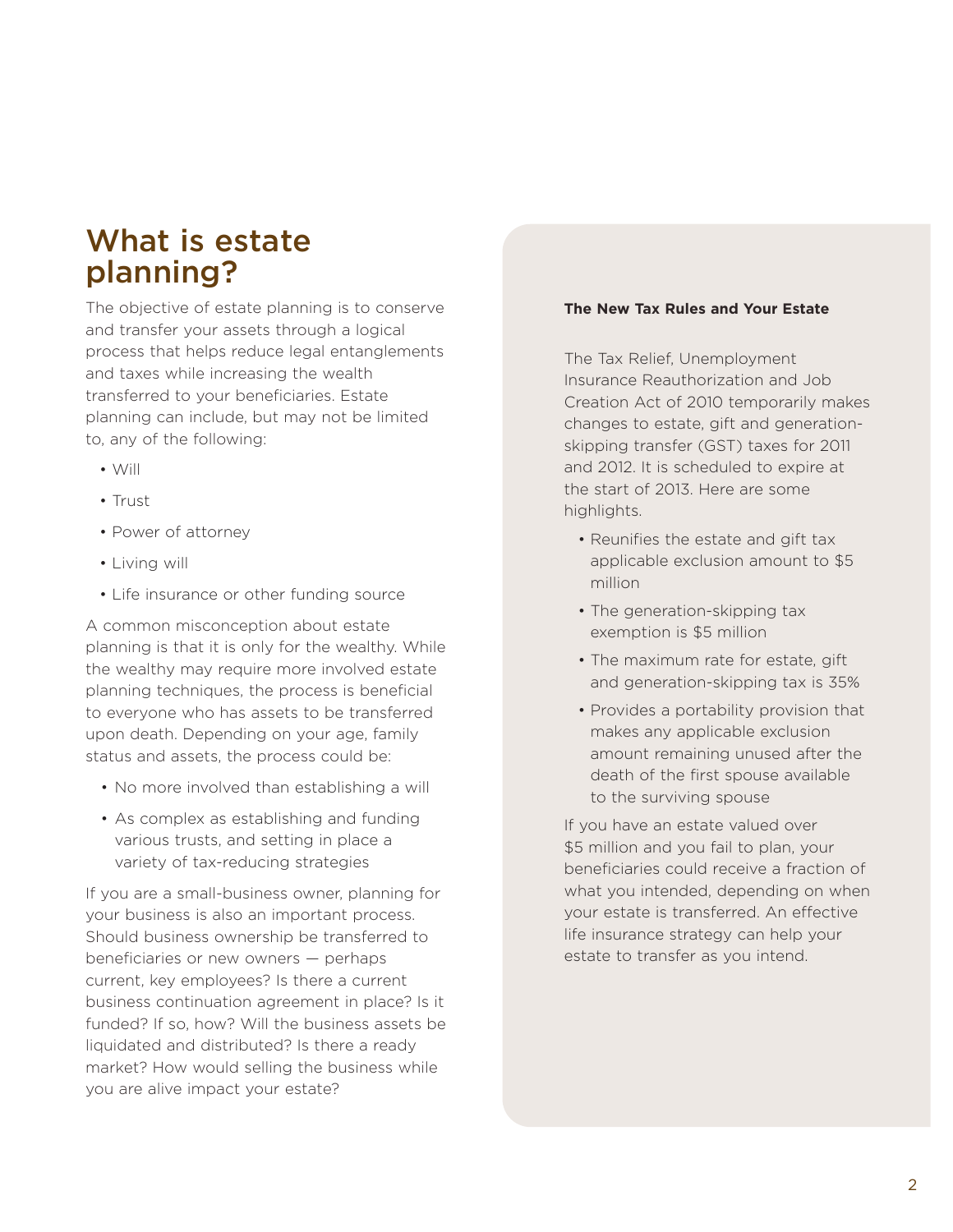# What is estate planning?

The objective of estate planning is to conserve and transfer your assets through a logical process that helps reduce legal entanglements and taxes while increasing the wealth transferred to your beneficiaries. Estate planning can include, but may not be limited to, any of the following:

- Will
- Trust
- Power of attorney
- Living will
- Life insurance or other funding source

A common misconception about estate planning is that it is only for the wealthy. While the wealthy may require more involved estate planning techniques, the process is beneficial to everyone who has assets to be transferred upon death. Depending on your age, family status and assets, the process could be:

- No more involved than establishing a will
- As complex as establishing and funding various trusts, and setting in place a variety of tax-reducing strategies

If you are a small-business owner, planning for your business is also an important process. Should business ownership be transferred to beneficiaries or new owners — perhaps current, key employees? Is there a current business continuation agreement in place? Is it funded? If so, how? Will the business assets be liquidated and distributed? Is there a ready market? How would selling the business while you are alive impact your estate?

**The New Tax Rules and Your Estate**

The Tax Relief, Unemployment Insurance Reauthorization and Job Creation Act of 2010 temporarily makes changes to estate, gift and generation-skipping transfer (GST) taxes for 2011 and 2012. It is scheduled to expire at the start of 2013. Here are some highlights.

- Reunifies the estate and gift tax applicable exclusion amount to $5 million
- The generation-skipping tax exemption is $5 million
- The maximum rate for estate, gift and generation-skipping tax is 35%
- Provides a portability provision that makes any applicable exclusion amount remaining unused after the death of the first spouse available to the surviving spouse

If you have an estate valued over $5 million and you fail to plan, your beneficiaries could receive a fraction of what you intended, depending on when your estate is transferred. An effective life insurance strategy can help your estate to transfer as you intend.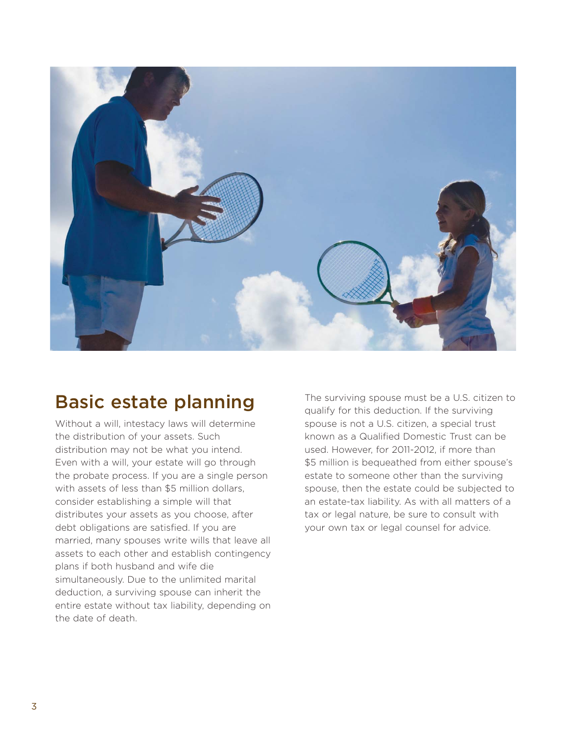## Basic estate planning

Without a will, intestacy laws will determine the distribution of your assets. Such distribution may not be what you intend. Even with a will, your estate will go through the probate process. If you are a single person with assets of less than $5 million dollars, consider establishing a simple will that distributes your assets as you choose, after debt obligations are satisfied. If you are married, many spouses write wills that leave all assets to each other and establish contingency plans if both husband and wife die simultaneously. Due to the unlimited marital deduction, a surviving spouse can inherit the entire estate without tax liability, depending on the date of death.

The surviving spouse must be a U.S. citizen to qualify for this deduction. If the surviving spouse is not a U.S. citizen, a special trust known as a Qualified Domestic Trust can be used. However, for 2011-2012, if more than $5 million is bequeathed from either spouse's estate to someone other than the surviving spouse, then the estate could be subjected to an estate-tax liability. As with all matters of a tax or legal nature, be sure to consult with your own tax or legal counsel for advice.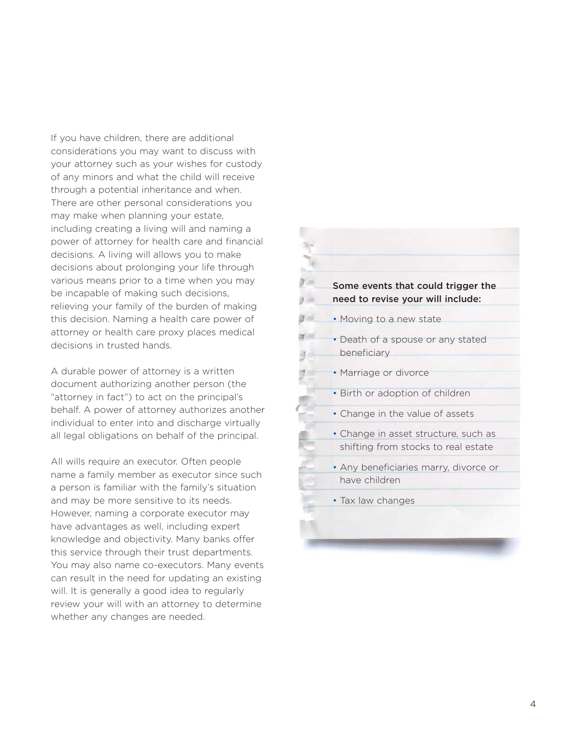If you have children, there are additional considerations you may want to discuss with your attorney such as your wishes for custody of any minors and what the child will receive through a potential inheritance and when. There are other personal considerations you may make when planning your estate, including creating a living will and naming a power of attorney for health care and financial decisions. A living will allows you to make decisions about prolonging your life through various means prior to a time when you may be incapable of making such decisions, relieving your family of the burden of making this decision. Naming a health care power of attorney or health care proxy places medical decisions in trusted hands.

A durable power of attorney is a written document authorizing another person (the "attorney in fact") to act on the principal's behalf. A power of attorney authorizes another individual to enter into and discharge virtually all legal obligations on behalf of the principal.

All wills require an executor. Often people name a family member as executor since such a person is familiar with the family's situation and may be more sensitive to its needs. However, naming a corporate executor may have advantages as well, including expert knowledge and objectivity. Many banks offer this service through their trust departments. You may also name co-executors. Many events can result in the need for updating an existing will. It is generally a good idea to regularly review your will with an attorney to determine whether any changes are needed.

**Some events that could trigger the need to revise your will include:**

- Moving to a new state
- Death of a spouse or any stated beneficiary
- Marriage or divorce
- Birth or adoption of children
- Change in the value of assets
- Change in asset structure, such as shifting from stocks to real estate
- Any beneficiaries marry, divorce or have children
- Tax law changes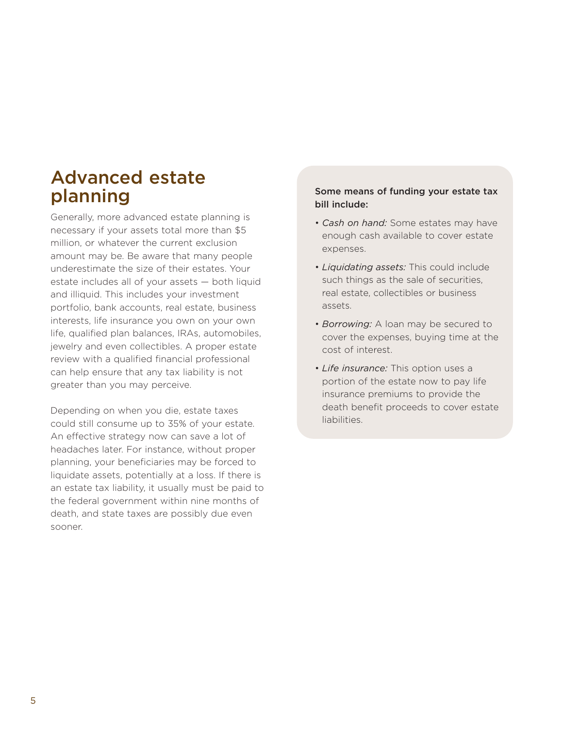## Advanced estate planning

Generally, more advanced estate planning is necessary if your assets total more than $5 million, or whatever the current exclusion amount may be. Be aware that many people underestimate the size of their estates. Your estate includes all of your assets — both liquid and illiquid. This includes your investment portfolio, bank accounts, real estate, business interests, life insurance you own on your own life, qualified plan balances, IRAs, automobiles, jewelry and even collectibles. A proper estate review with a qualified financial professional can help ensure that any tax liability is not greater than you may perceive.

Depending on when you die, estate taxes could still consume up to 35% of your estate. An effective strategy now can save a lot of headaches later. For instance, without proper planning, your beneficiaries may be forced to liquidate assets, potentially at a loss. If there is an estate tax liability, it usually must be paid to the federal government within nine months of death, and state taxes are possibly due even sooner.

**Some means of funding your estate tax bill include:**

- *Cash on hand:* Some estates may have enough cash available to cover estate expenses.
- *Liquidating assets:* This could include such things as the sale of securities, real estate, collectibles or business assets.
- *Borrowing:* A loan may be secured to cover the expenses, buying time at the cost of interest.
- *Life insurance:* This option uses a portion of the estate now to pay life insurance premiums to provide the death benefit proceeds to cover estate liabilities.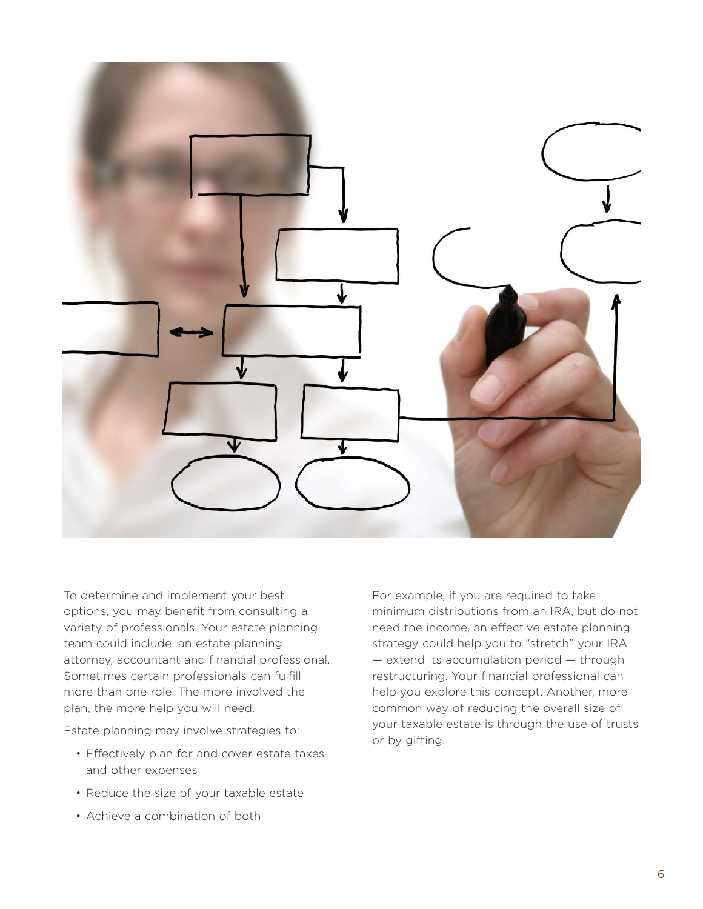To determine and implement your best options, you may benefit from consulting a variety of professionals. Your estate planning team could include: an estate planning attorney, accountant and financial professional. Sometimes certain professionals can fulfill more than one role. The more involved the plan, the more help you will need.

Estate planning may involve strategies to:

- Effectively plan for and cover estate taxes and other expenses
- Reduce the size of your taxable estate
- Achieve a combination of both

For example, if you are required to take minimum distributions from an IRA, but do not need the income, an effective estate planning strategy could help you to "stretch" your IRA — extend its accumulation period — through restructuring. Your financial professional can help you explore this concept. Another, more common way of reducing the overall size of your taxable estate is through the use of trusts or by gifting.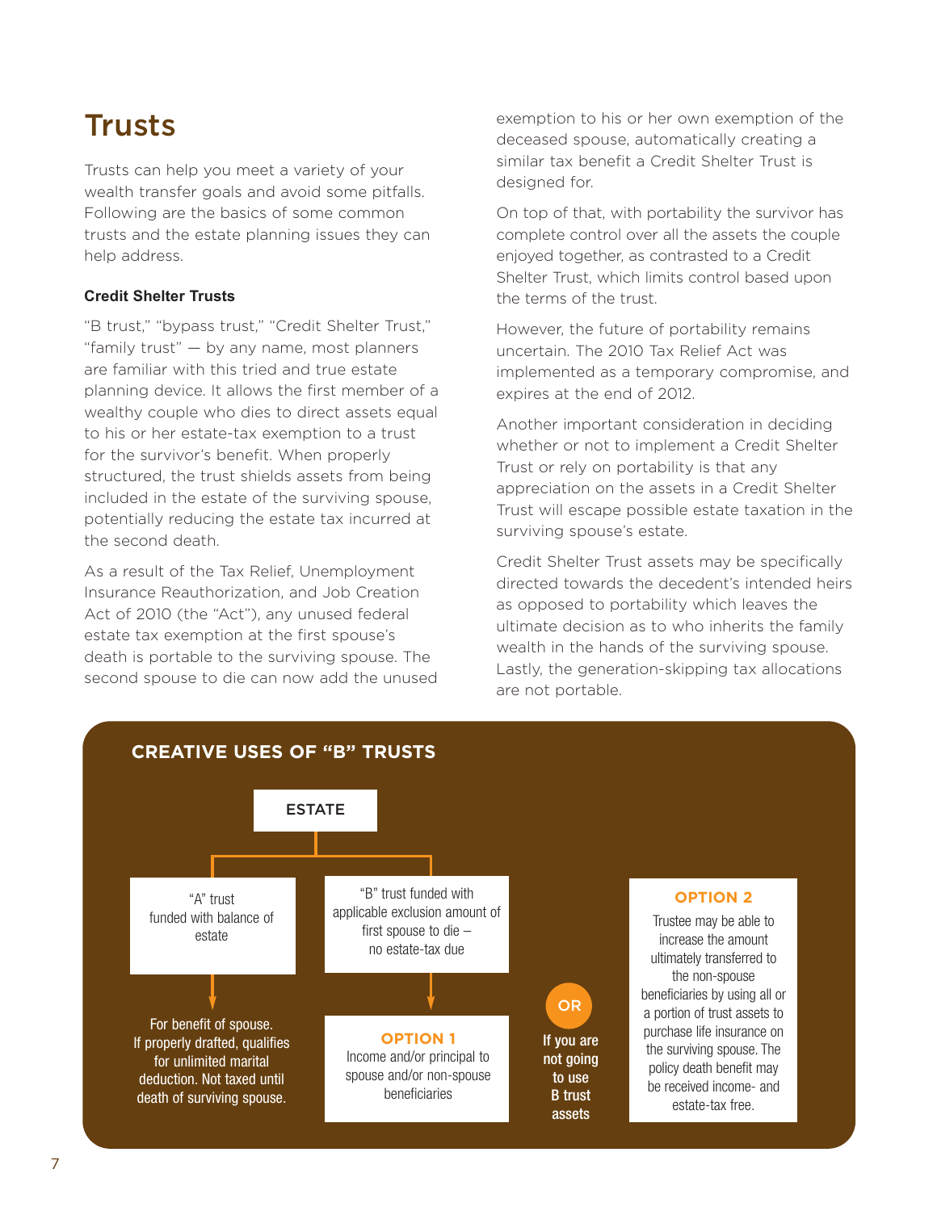# Trusts

Trusts can help you meet a variety of your wealth transfer goals and avoid some pitfalls. Following are the basics of some common trusts and the estate planning issues they can help address.

### Credit Shelter Trusts

"B trust," "bypass trust," "Credit Shelter Trust," "family trust" — by any name, most planners are familiar with this tried and true estate planning device. It allows the first member of a wealthy couple who dies to direct assets equal to his or her estate-tax exemption to a trust for the survivor's benefit. When properly structured, the trust shields assets from being included in the estate of the surviving spouse, potentially reducing the estate tax incurred at the second death.

As a result of the Tax Relief, Unemployment Insurance Reauthorization, and Job Creation Act of 2010 (the "Act"), any unused federal estate tax exemption at the first spouse's death is portable to the surviving spouse. The second spouse to die can now add the unused exemption to his or her own exemption of the deceased spouse, automatically creating a similar tax benefit a Credit Shelter Trust is designed for.

On top of that, with portability the survivor has complete control over all the assets the couple enjoyed together, as contrasted to a Credit Shelter Trust, which limits control based upon the terms of the trust.

However, the future of portability remains uncertain. The 2010 Tax Relief Act was implemented as a temporary compromise, and expires at the end of 2012.

Another important consideration in deciding whether or not to implement a Credit Shelter Trust or rely on portability is that any appreciation on the assets in a Credit Shelter Trust will escape possible estate taxation in the surviving spouse's estate.

Credit Shelter Trust assets may be specifically directed towards the decedent's intended heirs as opposed to portability which leaves the ultimate decision as to who inherits the family wealth in the hands of the surviving spouse. Lastly, the generation-skipping tax allocations are not portable.

**CREATIVE USES OF "B" TRUSTS**

ESTATE

"A" trust funded with balance of estate

For benefit of spouse. If properly drafted, qualifies for unlimited marital deduction. Not taxed until death of surviving spouse.

"B" trust funded with applicable exclusion amount of first spouse to die – no estate-tax due

**OPTION 1**
Income and/or principal to spouse and/or non-spouse beneficiaries

OR

If you are not going to use B trust assets

**OPTION 2**
Trustee may be able to increase the amount ultimately transferred to the non-spouse beneficiaries by using all or a portion of trust assets to purchase life insurance on the surviving spouse. The policy death benefit may be received income- and estate-tax free.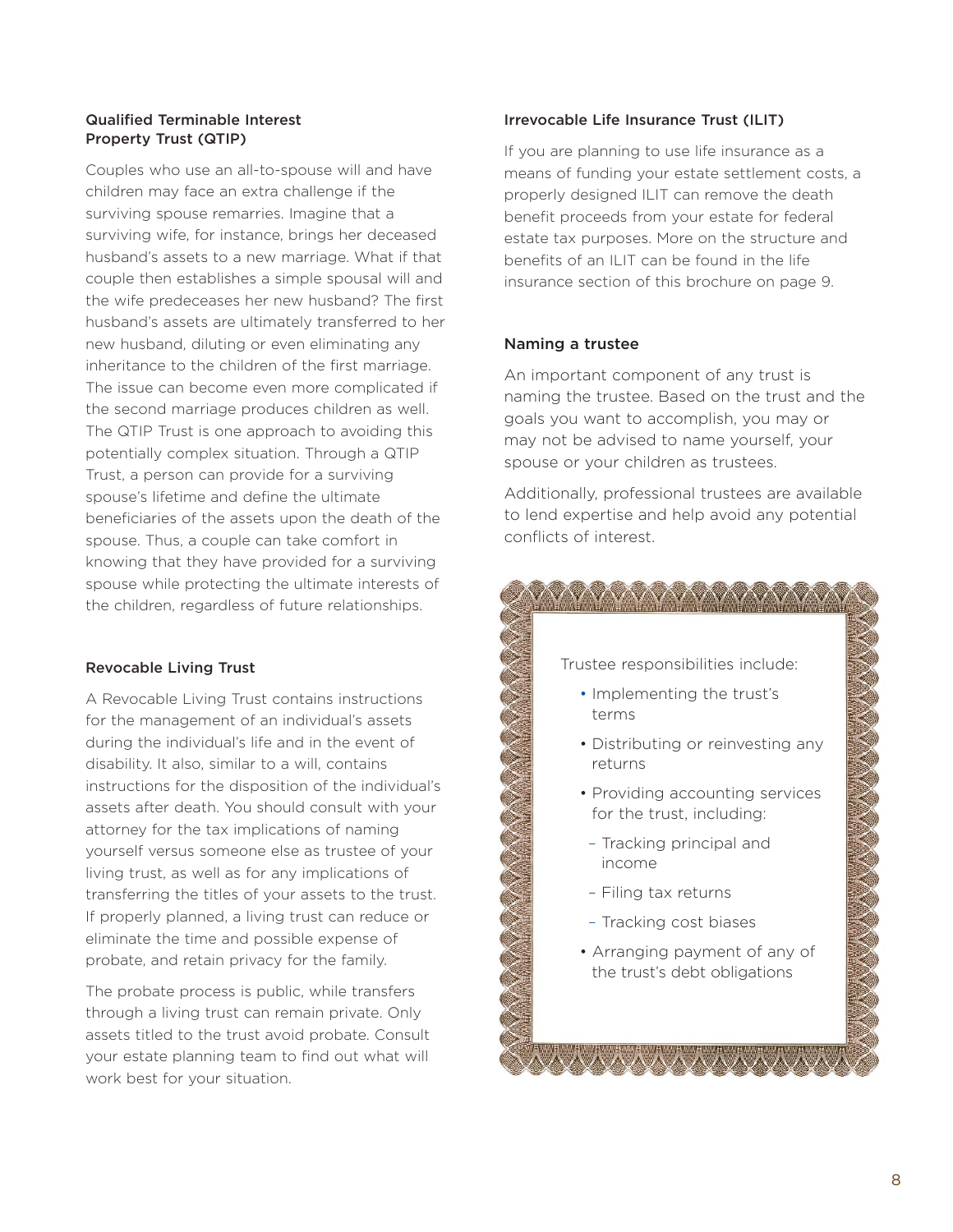### Qualified Terminable Interest Property Trust (QTIP)

Couples who use an all-to-spouse will and have children may face an extra challenge if the surviving spouse remarries. Imagine that a surviving wife, for instance, brings her deceased husband's assets to a new marriage. What if that couple then establishes a simple spousal will and the wife predeceases her new husband? The first husband's assets are ultimately transferred to her new husband, diluting or even eliminating any inheritance to the children of the first marriage. The issue can become even more complicated if the second marriage produces children as well. The QTIP Trust is one approach to avoiding this potentially complex situation. Through a QTIP Trust, a person can provide for a surviving spouse's lifetime and define the ultimate beneficiaries of the assets upon the death of the spouse. Thus, a couple can take comfort in knowing that they have provided for a surviving spouse while protecting the ultimate interests of the children, regardless of future relationships.

### Revocable Living Trust

A Revocable Living Trust contains instructions for the management of an individual's assets during the individual's life and in the event of disability. It also, similar to a will, contains instructions for the disposition of the individual's assets after death. You should consult with your attorney for the tax implications of naming yourself versus someone else as trustee of your living trust, as well as for any implications of transferring the titles of your assets to the trust. If properly planned, a living trust can reduce or eliminate the time and possible expense of probate, and retain privacy for the family.

The probate process is public, while transfers through a living trust can remain private. Only assets titled to the trust avoid probate. Consult your estate planning team to find out what will work best for your situation.

### Irrevocable Life Insurance Trust (ILIT)

If you are planning to use life insurance as a means of funding your estate settlement costs, a properly designed ILIT can remove the death benefit proceeds from your estate for federal estate tax purposes. More on the structure and benefits of an ILIT can be found in the life insurance section of this brochure on page 9.

### Naming a trustee

An important component of any trust is naming the trustee. Based on the trust and the goals you want to accomplish, you may or may not be advised to name yourself, your spouse or your children as trustees.

Additionally, professional trustees are available to lend expertise and help avoid any potential conflicts of interest.

Trustee responsibilities include:

- Implementing the trust's terms
- Distributing or reinvesting any returns
- Providing accounting services for the trust, including:
  - Tracking principal and income
  - Filing tax returns
  - Tracking cost biases
- Arranging payment of any of the trust's debt obligations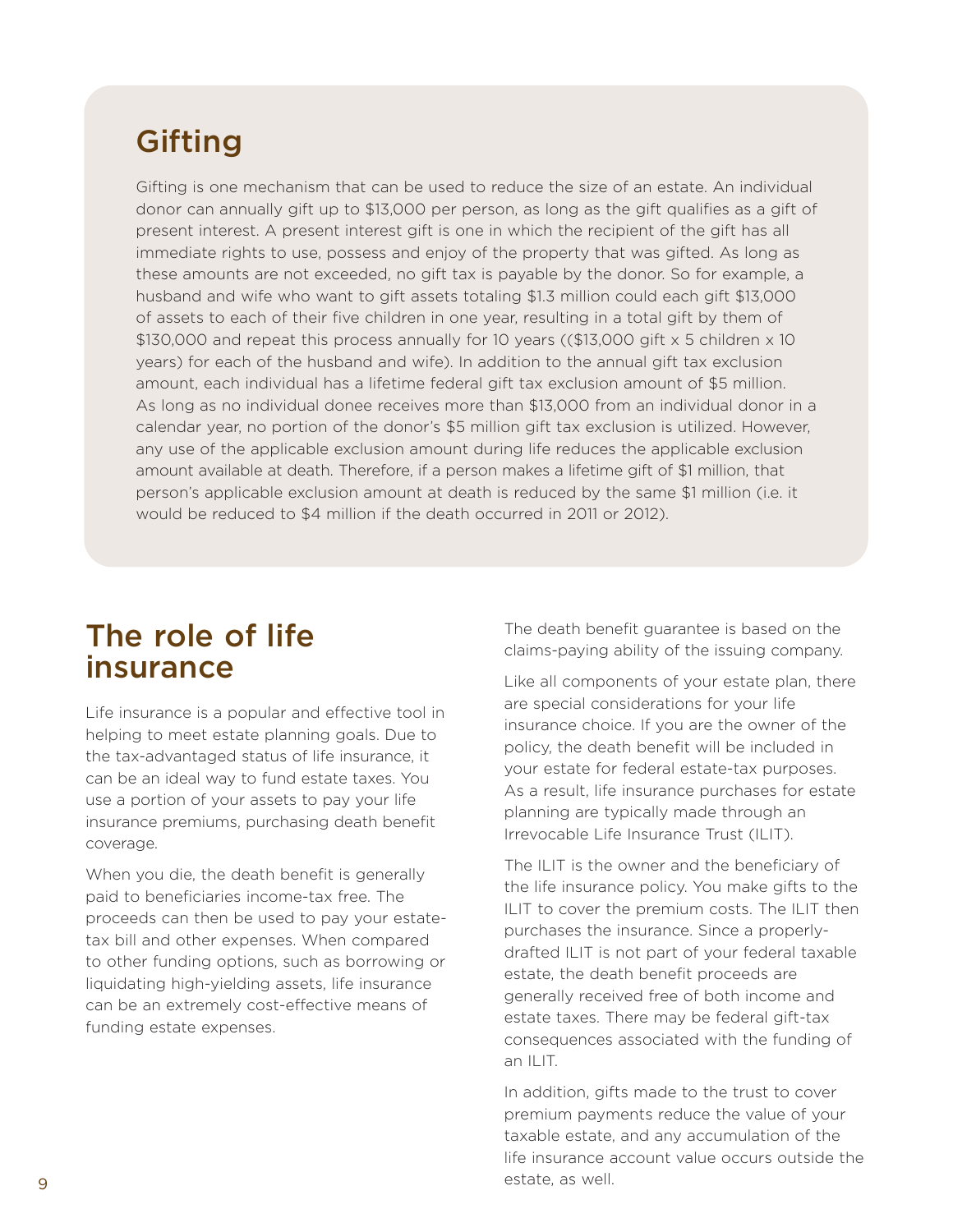## Gifting

Gifting is one mechanism that can be used to reduce the size of an estate. An individual donor can annually gift up to $13,000 per person, as long as the gift qualifies as a gift of present interest. A present interest gift is one in which the recipient of the gift has all immediate rights to use, possess and enjoy of the property that was gifted. As long as these amounts are not exceeded, no gift tax is payable by the donor. So for example, a husband and wife who want to gift assets totaling $1.3 million could each gift $13,000 of assets to each of their five children in one year, resulting in a total gift by them of $130,000 and repeat this process annually for 10 years (($13,000 gift x 5 children x 10 years) for each of the husband and wife). In addition to the annual gift tax exclusion amount, each individual has a lifetime federal gift tax exclusion amount of $5 million. As long as no individual donee receives more than $13,000 from an individual donor in a calendar year, no portion of the donor's $5 million gift tax exclusion is utilized. However, any use of the applicable exclusion amount during life reduces the applicable exclusion amount available at death. Therefore, if a person makes a lifetime gift of $1 million, that person's applicable exclusion amount at death is reduced by the same $1 million (i.e. it would be reduced to $4 million if the death occurred in 2011 or 2012).

## The role of life insurance

Life insurance is a popular and effective tool in helping to meet estate planning goals. Due to the tax-advantaged status of life insurance, it can be an ideal way to fund estate taxes. You use a portion of your assets to pay your life insurance premiums, purchasing death benefit coverage.

When you die, the death benefit is generally paid to beneficiaries income-tax free. The proceeds can then be used to pay your estate-tax bill and other expenses. When compared to other funding options, such as borrowing or liquidating high-yielding assets, life insurance can be an extremely cost-effective means of funding estate expenses.

The death benefit guarantee is based on the claims-paying ability of the issuing company.

Like all components of your estate plan, there are special considerations for your life insurance choice. If you are the owner of the policy, the death benefit will be included in your estate for federal estate-tax purposes. As a result, life insurance purchases for estate planning are typically made through an Irrevocable Life Insurance Trust (ILIT).

The ILIT is the owner and the beneficiary of the life insurance policy. You make gifts to the ILIT to cover the premium costs. The ILIT then purchases the insurance. Since a properly-drafted ILIT is not part of your federal taxable estate, the death benefit proceeds are generally received free of both income and estate taxes. There may be federal gift-tax consequences associated with the funding of an ILIT.

In addition, gifts made to the trust to cover premium payments reduce the value of your taxable estate, and any accumulation of the life insurance account value occurs outside the estate, as well.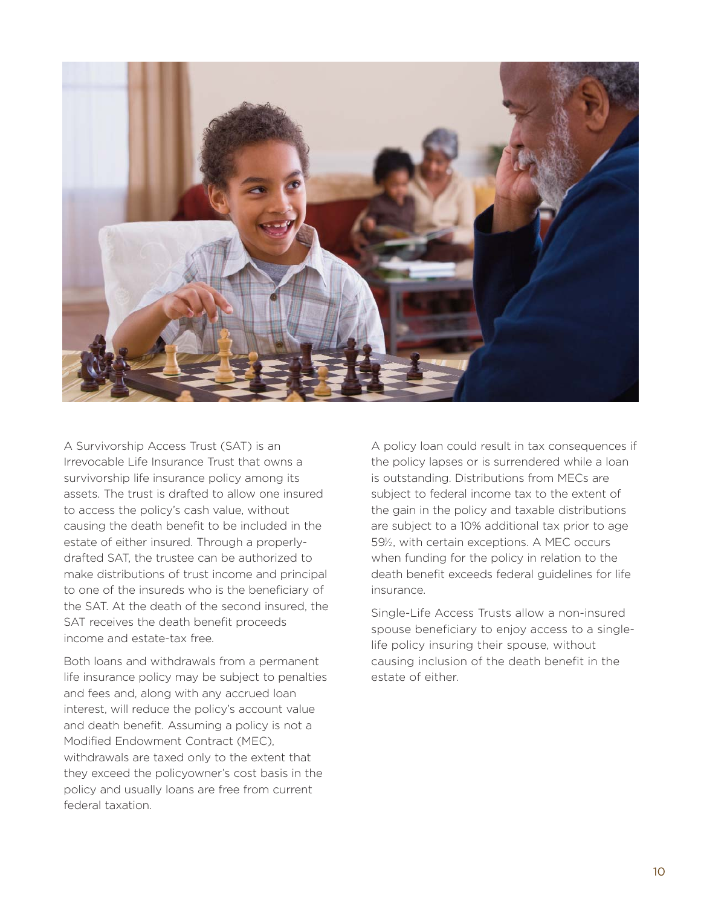A Survivorship Access Trust (SAT) is an Irrevocable Life Insurance Trust that owns a survivorship life insurance policy among its assets. The trust is drafted to allow one insured to access the policy's cash value, without causing the death benefit to be included in the estate of either insured. Through a properly-drafted SAT, the trustee can be authorized to make distributions of trust income and principal to one of the insureds who is the beneficiary of the SAT. At the death of the second insured, the SAT receives the death benefit proceeds income and estate-tax free.

Both loans and withdrawals from a permanent life insurance policy may be subject to penalties and fees and, along with any accrued loan interest, will reduce the policy's account value and death benefit. Assuming a policy is not a Modified Endowment Contract (MEC), withdrawals are taxed only to the extent that they exceed the policyowner's cost basis in the policy and usually loans are free from current federal taxation.

A policy loan could result in tax consequences if the policy lapses or is surrendered while a loan is outstanding. Distributions from MECs are subject to federal income tax to the extent of the gain in the policy and taxable distributions are subject to a 10% additional tax prior to age 59½, with certain exceptions. A MEC occurs when funding for the policy in relation to the death benefit exceeds federal guidelines for life insurance.

Single-Life Access Trusts allow a non-insured spouse beneficiary to enjoy access to a single-life policy insuring their spouse, without causing inclusion of the death benefit in the estate of either.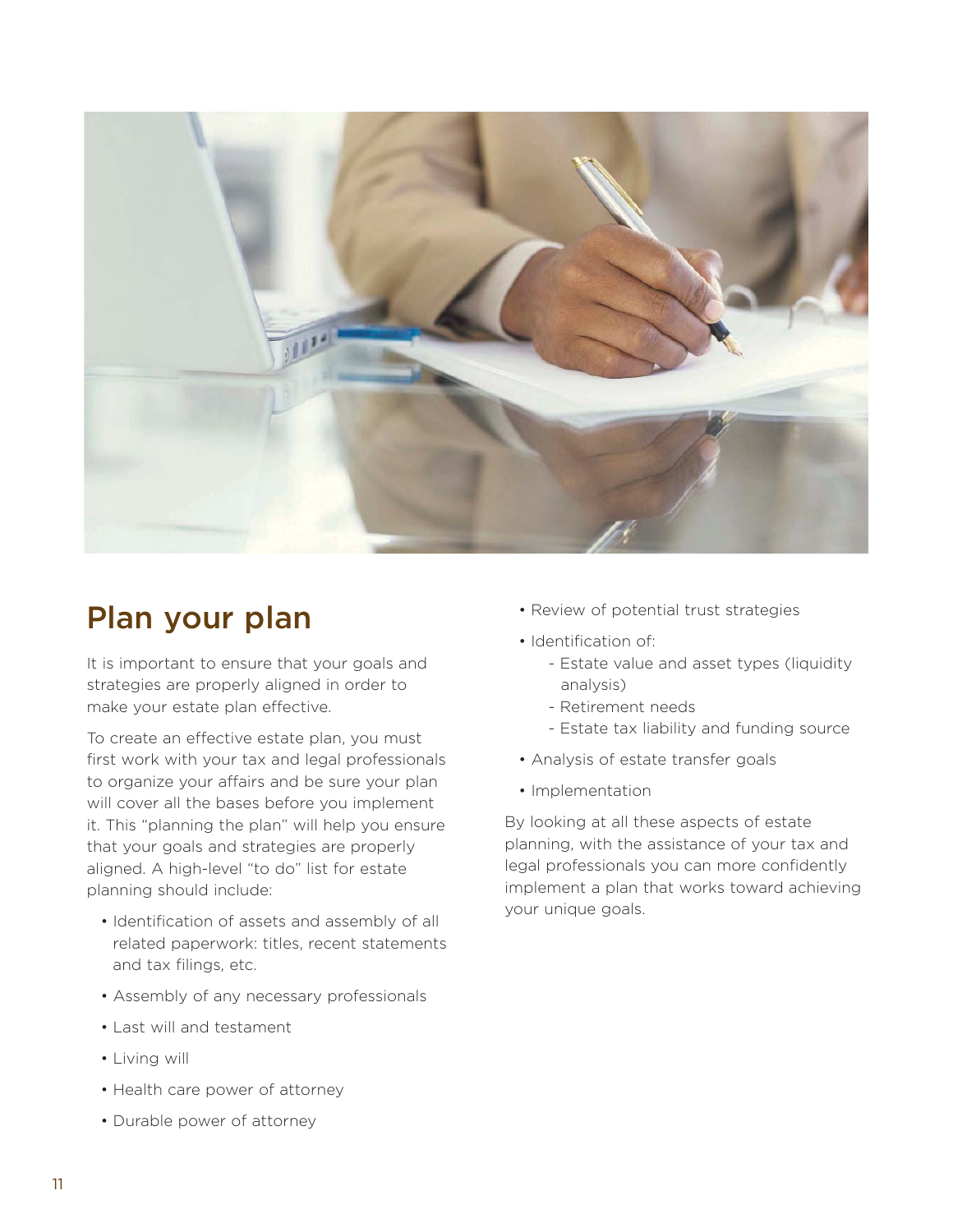## Plan your plan

It is important to ensure that your goals and strategies are properly aligned in order to make your estate plan effective.

To create an effective estate plan, you must first work with your tax and legal professionals to organize your affairs and be sure your plan will cover all the bases before you implement it. This "planning the plan" will help you ensure that your goals and strategies are properly aligned. A high-level "to do" list for estate planning should include:

- Identification of assets and assembly of all related paperwork: titles, recent statements and tax filings, etc.
- Assembly of any necessary professionals
- Last will and testament
- Living will
- Health care power of attorney
- Durable power of attorney
- Review of potential trust strategies
- Identification of:
  - Estate value and asset types (liquidity analysis)
  - Retirement needs
  - Estate tax liability and funding source
- Analysis of estate transfer goals
- Implementation

By looking at all these aspects of estate planning, with the assistance of your tax and legal professionals you can more confidently implement a plan that works toward achieving your unique goals.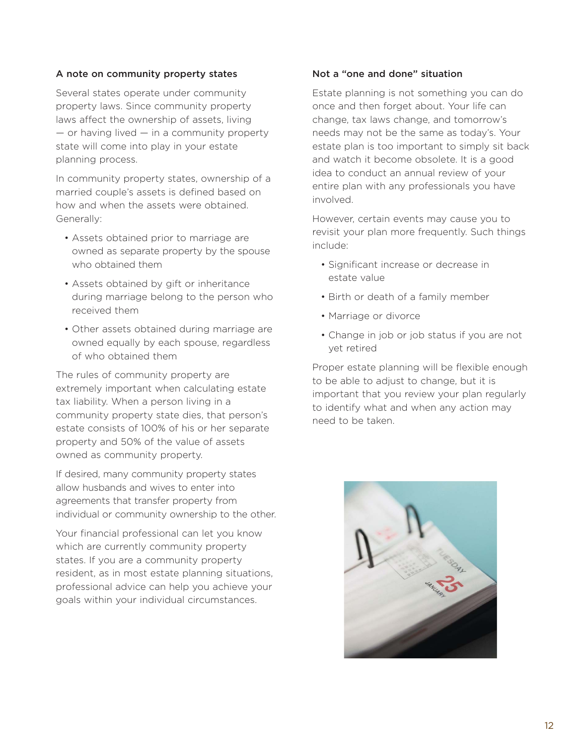### A note on community property states

Several states operate under community property laws. Since community property laws affect the ownership of assets, living — or having lived — in a community property state will come into play in your estate planning process.

In community property states, ownership of a married couple's assets is defined based on how and when the assets were obtained. Generally:

- Assets obtained prior to marriage are owned as separate property by the spouse who obtained them
- Assets obtained by gift or inheritance during marriage belong to the person who received them
- Other assets obtained during marriage are owned equally by each spouse, regardless of who obtained them

The rules of community property are extremely important when calculating estate tax liability. When a person living in a community property state dies, that person's estate consists of 100% of his or her separate property and 50% of the value of assets owned as community property.

If desired, many community property states allow husbands and wives to enter into agreements that transfer property from individual or community ownership to the other.

Your financial professional can let you know which are currently community property states. If you are a community property resident, as in most estate planning situations, professional advice can help you achieve your goals within your individual circumstances.

### Not a "one and done" situation

Estate planning is not something you can do once and then forget about. Your life can change, tax laws change, and tomorrow's needs may not be the same as today's. Your estate plan is too important to simply sit back and watch it become obsolete. It is a good idea to conduct an annual review of your entire plan with any professionals you have involved.

However, certain events may cause you to revisit your plan more frequently. Such things include:

- Significant increase or decrease in estate value
- Birth or death of a family member
- Marriage or divorce
- Change in job or job status if you are not yet retired

Proper estate planning will be flexible enough to be able to adjust to change, but it is important that you review your plan regularly to identify what and when any action may need to be taken.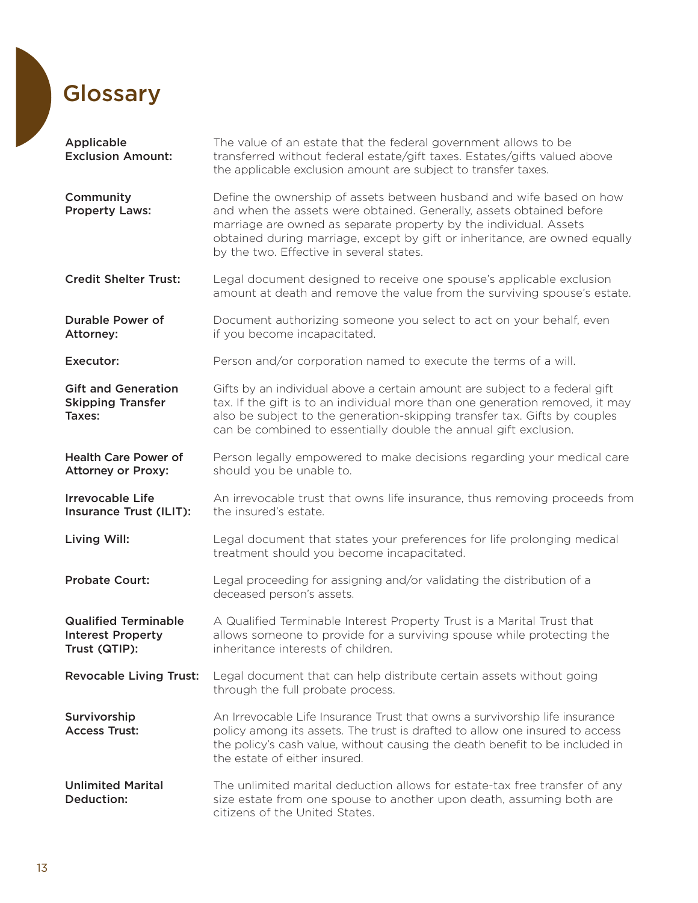# Glossary

**Applicable Exclusion Amount:** The value of an estate that the federal government allows to be transferred without federal estate/gift taxes. Estates/gifts valued above the applicable exclusion amount are subject to transfer taxes.

**Community Property Laws:** Define the ownership of assets between husband and wife based on how and when the assets were obtained. Generally, assets obtained before marriage are owned as separate property by the individual. Assets obtained during marriage, except by gift or inheritance, are owned equally by the two. Effective in several states.

**Credit Shelter Trust:** Legal document designed to receive one spouse's applicable exclusion amount at death and remove the value from the surviving spouse's estate.

**Durable Power of Attorney:** Document authorizing someone you select to act on your behalf, even if you become incapacitated.

**Executor:** Person and/or corporation named to execute the terms of a will.

**Gift and Generation Skipping Transfer Taxes:** Gifts by an individual above a certain amount are subject to a federal gift tax. If the gift is to an individual more than one generation removed, it may also be subject to the generation-skipping transfer tax. Gifts by couples can be combined to essentially double the annual gift exclusion.

**Health Care Power of Attorney or Proxy:** Person legally empowered to make decisions regarding your medical care should you be unable to.

**Irrevocable Life Insurance Trust (ILIT):** An irrevocable trust that owns life insurance, thus removing proceeds from the insured's estate.

**Living Will:** Legal document that states your preferences for life prolonging medical treatment should you become incapacitated.

**Probate Court:** Legal proceeding for assigning and/or validating the distribution of a deceased person's assets.

**Qualified Terminable Interest Property Trust (QTIP):** A Qualified Terminable Interest Property Trust is a Marital Trust that allows someone to provide for a surviving spouse while protecting the inheritance interests of children.

**Revocable Living Trust:** Legal document that can help distribute certain assets without going through the full probate process.

**Survivorship Access Trust:** An Irrevocable Life Insurance Trust that owns a survivorship life insurance policy among its assets. The trust is drafted to allow one insured to access the policy's cash value, without causing the death benefit to be included in the estate of either insured.

**Unlimited Marital Deduction:** The unlimited marital deduction allows for estate-tax free transfer of any size estate from one spouse to another upon death, assuming both are citizens of the United States.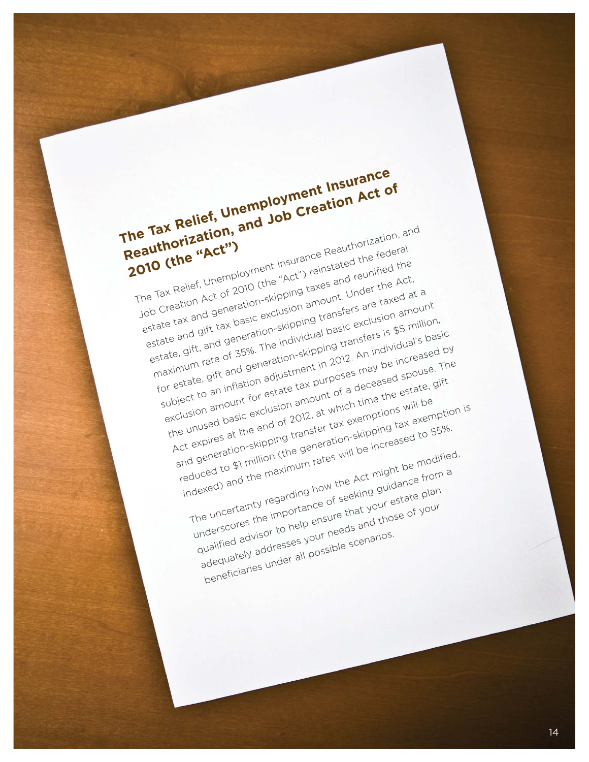## The Tax Relief, Unemployment Insurance Reauthorization, and Job Creation Act of 2010 (the "Act")

The Tax Relief, Unemployment Insurance Reauthorization, and Job Creation Act of 2010 (the "Act") reinstated the federal estate tax and generation-skipping taxes and reunified the estate and gift tax basic exclusion amount. Under the Act, estate, gift, and generation-skipping transfers are taxed at a maximum rate of 35%. The individual basic exclusion amount for estate, gift and generation-skipping transfers is $5 million, subject to an inflation adjustment in 2012. An individual's basic exclusion amount for estate tax purposes may be increased by the unused basic exclusion amount of a deceased spouse. The Act expires at the end of 2012, at which time the estate, gift and generation-skipping transfer tax exemptions will be reduced to $1 million (the generation-skipping tax exemption is indexed) and the maximum rates will be increased to 55%.

The uncertainty regarding how the Act might be modified, underscores the importance of seeking guidance from a qualified advisor to help ensure that your estate plan adequately addresses your needs and those of your beneficiaries under all possible scenarios.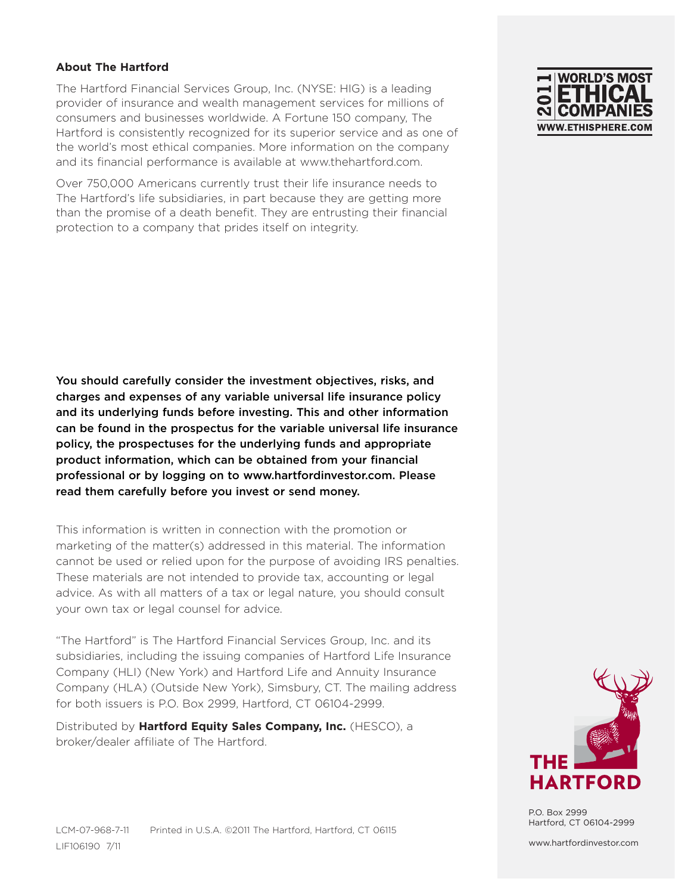## About The Hartford

The Hartford Financial Services Group, Inc. (NYSE: HIG) is a leading provider of insurance and wealth management services for millions of consumers and businesses worldwide. A Fortune 150 company, The Hartford is consistently recognized for its superior service and as one of the world's most ethical companies. More information on the company and its financial performance is available at www.thehartford.com.

Over 750,000 Americans currently trust their life insurance needs to The Hartford's life subsidiaries, in part because they are getting more than the promise of a death benefit. They are entrusting their financial protection to a company that prides itself on integrity.

2011 WORLD'S MOST ETHICAL COMPANIES
WWW.ETHISPHERE.COM

**You should carefully consider the investment objectives, risks, and charges and expenses of any variable universal life insurance policy and its underlying funds before investing. This and other information can be found in the prospectus for the variable universal life insurance policy, the prospectuses for the underlying funds and appropriate product information, which can be obtained from your financial professional or by logging on to www.hartfordinvestor.com. Please read them carefully before you invest or send money.**

This information is written in connection with the promotion or marketing of the matter(s) addressed in this material. The information cannot be used or relied upon for the purpose of avoiding IRS penalties. These materials are not intended to provide tax, accounting or legal advice. As with all matters of a tax or legal nature, you should consult your own tax or legal counsel for advice.

"The Hartford" is The Hartford Financial Services Group, Inc. and its subsidiaries, including the issuing companies of Hartford Life Insurance Company (HLI) (New York) and Hartford Life and Annuity Insurance Company (HLA) (Outside New York), Simsbury, CT. The mailing address for both issuers is P.O. Box 2999, Hartford, CT 06104-2999.

Distributed by **Hartford Equity Sales Company, Inc.** (HESCO), a broker/dealer affiliate of The Hartford.

THE HARTFORD

P.O. Box 2999
Hartford, CT 06104-2999

www.hartfordinvestor.com

LCM-07-968-7-11 Printed in U.S.A. ©2011 The Hartford, Hartford, CT 06115
LIF106190 7/11